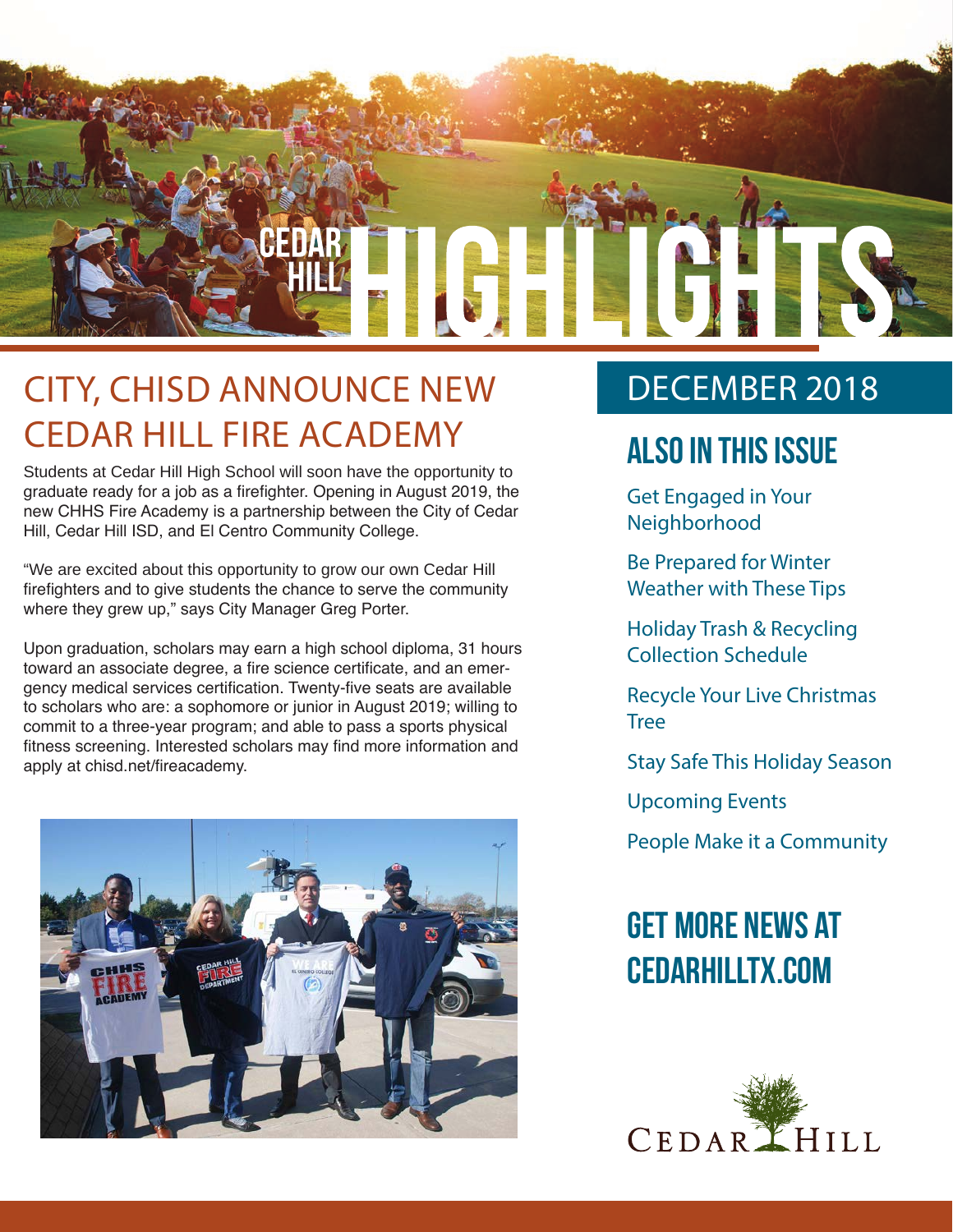# CEDAR HILL HIGHLIGHTS

## CITY, CHISD ANNOUNCE NEW CEDAR HILL FIRE ACADEMY

Students at Cedar Hill High School will soon have the opportunity to graduate ready for a job as a firefighter. Opening in August 2019, the new CHHS Fire Academy is a partnership between the City of Cedar Hill, Cedar Hill ISD, and El Centro Community College.

"We are excited about this opportunity to grow our own Cedar Hill firefighters and to give students the chance to serve the community where they grew up," says City Manager Greg Porter.

Upon graduation, scholars may earn a high school diploma, 31 hours toward an associate degree, a fire science certificate, and an emergency medical services certification. Twenty-five seats are available to scholars who are: a sophomore or junior in August 2019; willing to commit to a three-year program; and able to pass a sports physical fitness screening. Interested scholars may find more information and apply at chisd.net/fireacademy.

## DECEMBER 2018

### ALSO IN THIS ISSUE

- Get Engaged in Your Neighborhood
- Be Prepared for Winter Weather with These Tips
- Holiday Trash & Recycling Collection Schedule
- Recycle Your Live Christmas Tree
- Stay Safe This Holiday Season
- Upcoming Events
- People Make it a Community

### GET MORE NEWS AT CEDARHILLTX.COM

CEDAR HILL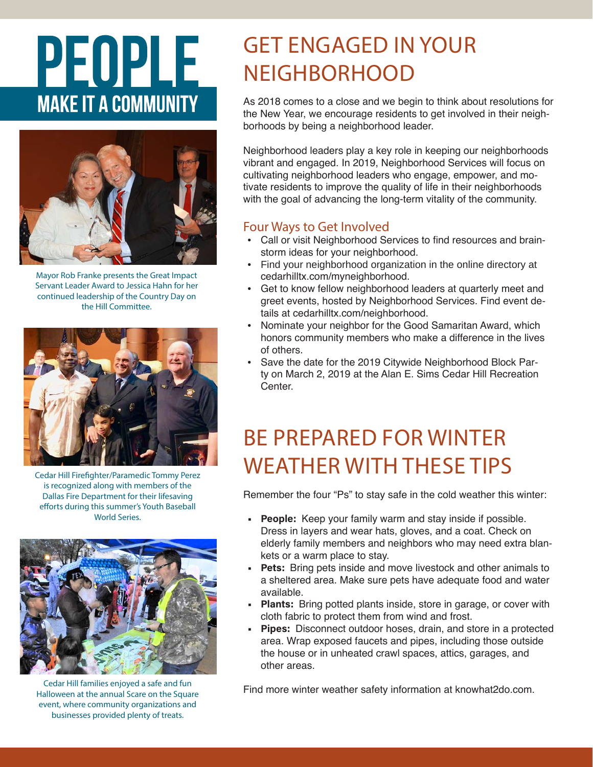# PEOPLE

## MAKE IT A COMMUNITY

Mayor Rob Franke presents the Great Impact Servant Leader Award to Jessica Hahn for her continued leadership of the Country Day on the Hill Committee.

Cedar Hill Firefighter/Paramedic Tommy Perez is recognized along with members of the Dallas Fire Department for their lifesaving efforts during this summer's Youth Baseball World Series.

Cedar Hill families enjoyed a safe and fun Halloween at the annual Scare on the Square event, where community organizations and businesses provided plenty of treats.

## GET ENGAGED IN YOUR NEIGHBORHOOD

As 2018 comes to a close and we begin to think about resolutions for the New Year, we encourage residents to get involved in their neighborhoods by being a neighborhood leader.

Neighborhood leaders play a key role in keeping our neighborhoods vibrant and engaged. In 2019, Neighborhood Services will focus on cultivating neighborhood leaders who engage, empower, and motivate residents to improve the quality of life in their neighborhoods with the goal of advancing the long-term vitality of the community.

### Four Ways to Get Involved

- Call or visit Neighborhood Services to find resources and brainstorm ideas for your neighborhood.
- Find your neighborhood organization in the online directory at cedarhilltx.com/myneighborhood.
- Get to know fellow neighborhood leaders at quarterly meet and greet events, hosted by Neighborhood Services. Find event details at cedarhilltx.com/neighborhood.
- Nominate your neighbor for the Good Samaritan Award, which honors community members who make a difference in the lives of others.
- Save the date for the 2019 Citywide Neighborhood Block Party on March 2, 2019 at the Alan E. Sims Cedar Hill Recreation Center.

## BE PREPARED FOR WINTER WEATHER WITH THESE TIPS

Remember the four "Ps" to stay safe in the cold weather this winter:

- **People:** Keep your family warm and stay inside if possible. Dress in layers and wear hats, gloves, and a coat. Check on elderly family members and neighbors who may need extra blankets or a warm place to stay.
- **Pets:** Bring pets inside and move livestock and other animals to a sheltered area. Make sure pets have adequate food and water available.
- **Plants:** Bring potted plants inside, store in garage, or cover with cloth fabric to protect them from wind and frost.
- **Pipes:** Disconnect outdoor hoses, drain, and store in a protected area. Wrap exposed faucets and pipes, including those outside the house or in unheated crawl spaces, attics, garages, and other areas.

Find more winter weather safety information at knowhat2do.com.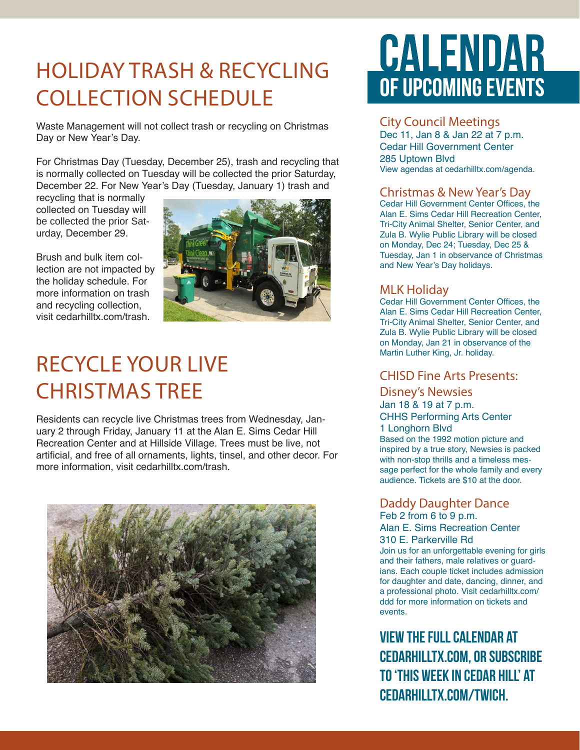# HOLIDAY TRASH & RECYCLING COLLECTION SCHEDULE

Waste Management will not collect trash or recycling on Christmas Day or New Year's Day.

For Christmas Day (Tuesday, December 25), trash and recycling that is normally collected on Tuesday will be collected the prior Saturday, December 22. For New Year's Day (Tuesday, January 1) trash and recycling that is normally collected on Tuesday will be collected the prior Saturday, December 29.

Brush and bulk item collection are not impacted by the holiday schedule. For more information on trash and recycling collection, visit cedarhilltx.com/trash.

# RECYCLE YOUR LIVE CHRISTMAS TREE

Residents can recycle live Christmas trees from Wednesday, January 2 through Friday, January 11 at the Alan E. Sims Cedar Hill Recreation Center and at Hillside Village. Trees must be live, not artificial, and free of all ornaments, lights, tinsel, and other decor. For more information, visit cedarhilltx.com/trash.

# CALENDAR OF UPCOMING EVENTS

## City Council Meetings

Dec 11, Jan 8 & Jan 22 at 7 p.m.
Cedar Hill Government Center
285 Uptown Blvd
View agendas at cedarhilltx.com/agenda.

## Christmas & New Year's Day

Cedar Hill Government Center Offices, the Alan E. Sims Cedar Hill Recreation Center, Tri-City Animal Shelter, Senior Center, and Zula B. Wylie Public Library will be closed on Monday, Dec 24; Tuesday, Dec 25 & Tuesday, Jan 1 in observance of Christmas and New Year's Day holidays.

## MLK Holiday

Cedar Hill Government Center Offices, the Alan E. Sims Cedar Hill Recreation Center, Tri-City Animal Shelter, Senior Center, and Zula B. Wylie Public Library will be closed on Monday, Jan 21 in observance of the Martin Luther King, Jr. holiday.

## CHISD Fine Arts Presents: Disney's Newsies

Jan 18 & 19 at 7 p.m.
CHHS Performing Arts Center
1 Longhorn Blvd
Based on the 1992 motion picture and inspired by a true story, Newsies is packed with non-stop thrills and a timeless message perfect for the whole family and every audience. Tickets are $10 at the door.

## Daddy Daughter Dance

Feb 2 from 6 to 9 p.m.
Alan E. Sims Recreation Center
310 E. Parkerville Rd
Join us for an unforgettable evening for girls and their fathers, male relatives or guardians. Each couple ticket includes admission for daughter and date, dancing, dinner, and a professional photo. Visit cedarhilltx.com/ddd for more information on tickets and events.

**VIEW THE FULL CALENDAR AT CEDARHILLTX.COM, OR SUBSCRIBE TO 'THIS WEEK IN CEDAR HILL' AT CEDARHILLTX.COM/TWICH.**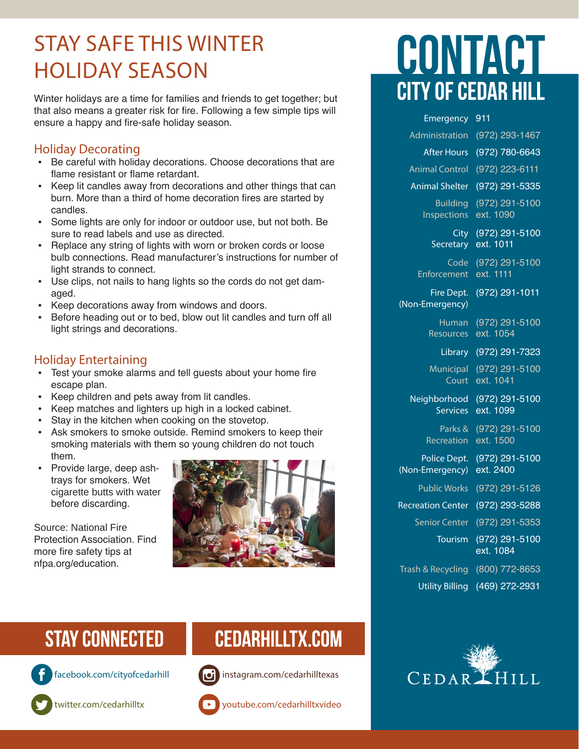# STAY SAFE THIS WINTER HOLIDAY SEASON

Winter holidays are a time for families and friends to get together; but that also means a greater risk for fire. Following a few simple tips will ensure a happy and fire-safe holiday season.

## Holiday Decorating

- Be careful with holiday decorations. Choose decorations that are flame resistant or flame retardant.
- Keep lit candles away from decorations and other things that can burn. More than a third of home decoration fires are started by candles.
- Some lights are only for indoor or outdoor use, but not both. Be sure to read labels and use as directed.
- Replace any string of lights with worn or broken cords or loose bulb connections. Read manufacturer's instructions for number of light strands to connect.
- Use clips, not nails to hang lights so the cords do not get damaged.
- Keep decorations away from windows and doors.
- Before heading out or to bed, blow out lit candles and turn off all light strings and decorations.

## Holiday Entertaining

- Test your smoke alarms and tell guests about your home fire escape plan.
- Keep children and pets away from lit candles.
- Keep matches and lighters up high in a locked cabinet.
- Stay in the kitchen when cooking on the stovetop.
- Ask smokers to smoke outside. Remind smokers to keep their smoking materials with them so young children do not touch them.
- Provide large, deep ashtrays for smokers. Wet cigarette butts with water before discarding.

Source: National Fire Protection Association. Find more fire safety tips at nfpa.org/education.

# CONTACT
## CITY OF CEDAR HILL

| | |
|---|---|
| Emergency | 911 |
| Administration | (972) 293-1467 |
| After Hours | (972) 780-6643 |
| Animal Control | (972) 223-6111 |
| Animal Shelter | (972) 291-5335 |
| Building Inspections | (972) 291-5100 ext. 1090 |
| City Secretary | (972) 291-5100 ext. 1011 |
| Code Enforcement | (972) 291-5100 ext. 1111 |
| Fire Dept. (Non-Emergency) | (972) 291-1011 |
| Human Resources | (972) 291-5100 ext. 1054 |
| Library | (972) 291-7323 |
| Municipal Court | (972) 291-5100 ext. 1041 |
| Neighborhood Services | (972) 291-5100 ext. 1099 |
| Parks & Recreation | (972) 291-5100 ext. 1500 |
| Police Dept. (Non-Emergency) | (972) 291-5100 ext. 2400 |
| Public Works | (972) 291-5126 |
| Recreation Center | (972) 293-5288 |
| Senior Center | (972) 291-5353 |
| Tourism | (972) 291-5100 ext. 1084 |
| Trash & Recycling | (800) 772-8653 |
| Utility Billing | (469) 272-2931 |

## STAY CONNECTED

## CEDARHILLTX.COM

facebook.com/cityofcedarhill

instagram.com/cedarhilltexas

twitter.com/cedarhilltx

youtube.com/cedarhilltxvideo

CEDAR HILL